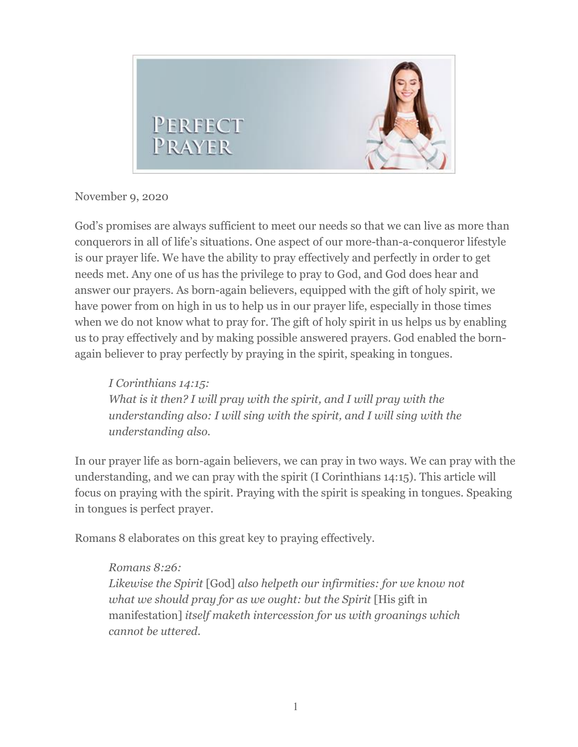# Perfect Prayer

November 9, 2020

God's promises are always sufficient to meet our needs so that we can live as more than conquerors in all of life's situations. One aspect of our more-than-a-conqueror lifestyle is our prayer life. We have the ability to pray effectively and perfectly in order to get needs met. Any one of us has the privilege to pray to God, and God does hear and answer our prayers. As born-again believers, equipped with the gift of holy spirit, we have power from on high in us to help us in our prayer life, especially in those times when we do not know what to pray for. The gift of holy spirit in us helps us by enabling us to pray effectively and by making possible answered prayers. God enabled the born-again believer to pray perfectly by praying in the spirit, speaking in tongues.

> *I Corinthians 14:15:*
> *What is it then? I will pray with the spirit, and I will pray with the understanding also: I will sing with the spirit, and I will sing with the understanding also.*

In our prayer life as born-again believers, we can pray in two ways. We can pray with the understanding, and we can pray with the spirit (I Corinthians 14:15). This article will focus on praying with the spirit. Praying with the spirit is speaking in tongues. Speaking in tongues is perfect prayer.

Romans 8 elaborates on this great key to praying effectively.

> *Romans 8:26:*
> *Likewise the Spirit* [God] *also helpeth our infirmities: for we know not what we should pray for as we ought: but the Spirit* [His gift in manifestation] *itself maketh intercession for us with groanings which cannot be uttered.*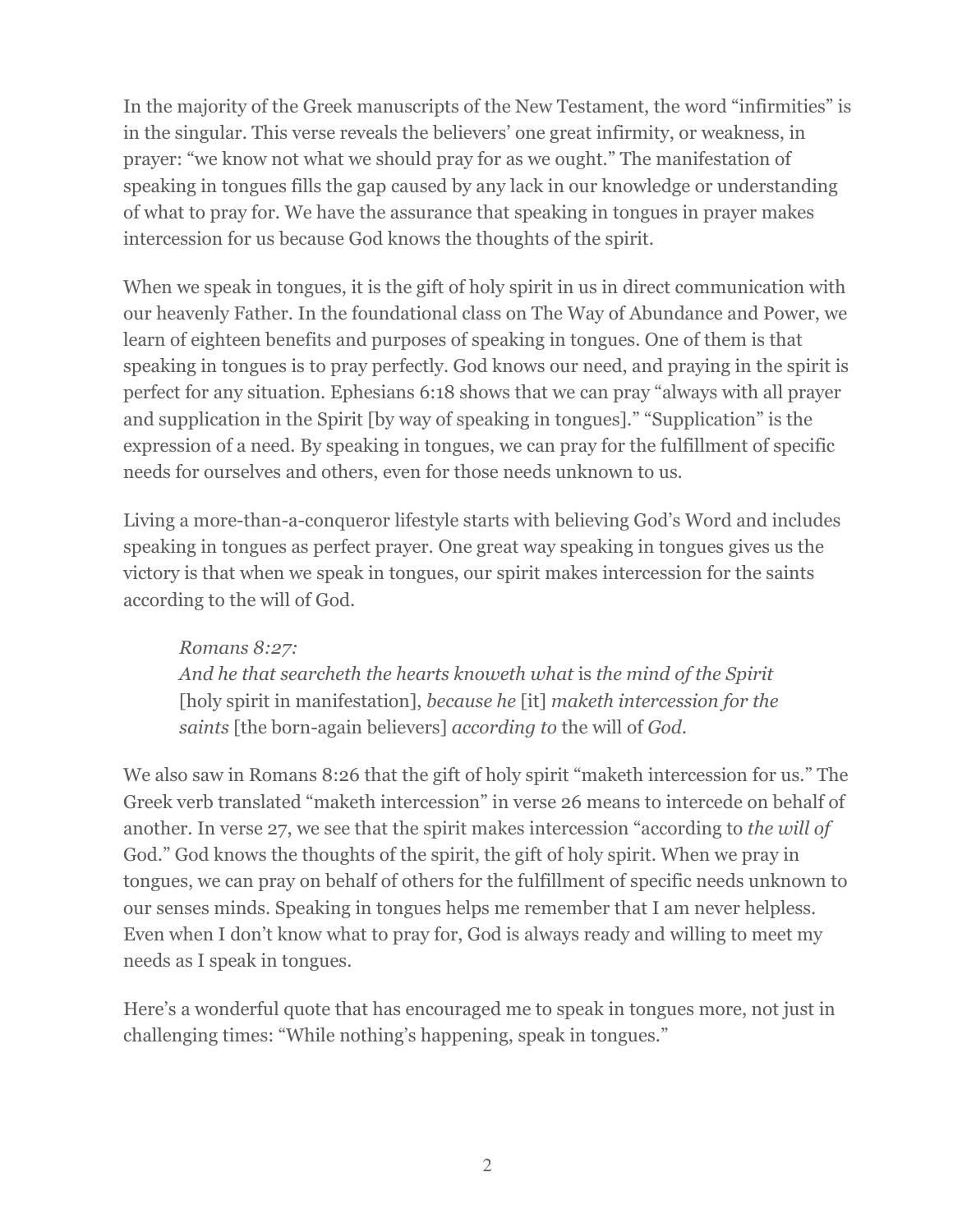In the majority of the Greek manuscripts of the New Testament, the word "infirmities" is in the singular. This verse reveals the believers' one great infirmity, or weakness, in prayer: "we know not what we should pray for as we ought." The manifestation of speaking in tongues fills the gap caused by any lack in our knowledge or understanding of what to pray for. We have the assurance that speaking in tongues in prayer makes intercession for us because God knows the thoughts of the spirit.

When we speak in tongues, it is the gift of holy spirit in us in direct communication with our heavenly Father. In the foundational class on The Way of Abundance and Power, we learn of eighteen benefits and purposes of speaking in tongues. One of them is that speaking in tongues is to pray perfectly. God knows our need, and praying in the spirit is perfect for any situation. Ephesians 6:18 shows that we can pray "always with all prayer and supplication in the Spirit [by way of speaking in tongues]." "Supplication" is the expression of a need. By speaking in tongues, we can pray for the fulfillment of specific needs for ourselves and others, even for those needs unknown to us.

Living a more-than-a-conqueror lifestyle starts with believing God's Word and includes speaking in tongues as perfect prayer. One great way speaking in tongues gives us the victory is that when we speak in tongues, our spirit makes intercession for the saints according to the will of God.

> *Romans 8:27:*
> *And he that searcheth the hearts knoweth what* is *the mind of the Spirit* [holy spirit in manifestation], *because he* [it] *maketh intercession for the saints* [the born-again believers] *according to* the will of *God*.

We also saw in Romans 8:26 that the gift of holy spirit "maketh intercession for us." The Greek verb translated "maketh intercession" in verse 26 means to intercede on behalf of another. In verse 27, we see that the spirit makes intercession "according to *the will of* God." God knows the thoughts of the spirit, the gift of holy spirit. When we pray in tongues, we can pray on behalf of others for the fulfillment of specific needs unknown to our senses minds. Speaking in tongues helps me remember that I am never helpless. Even when I don't know what to pray for, God is always ready and willing to meet my needs as I speak in tongues.

Here's a wonderful quote that has encouraged me to speak in tongues more, not just in challenging times: "While nothing's happening, speak in tongues."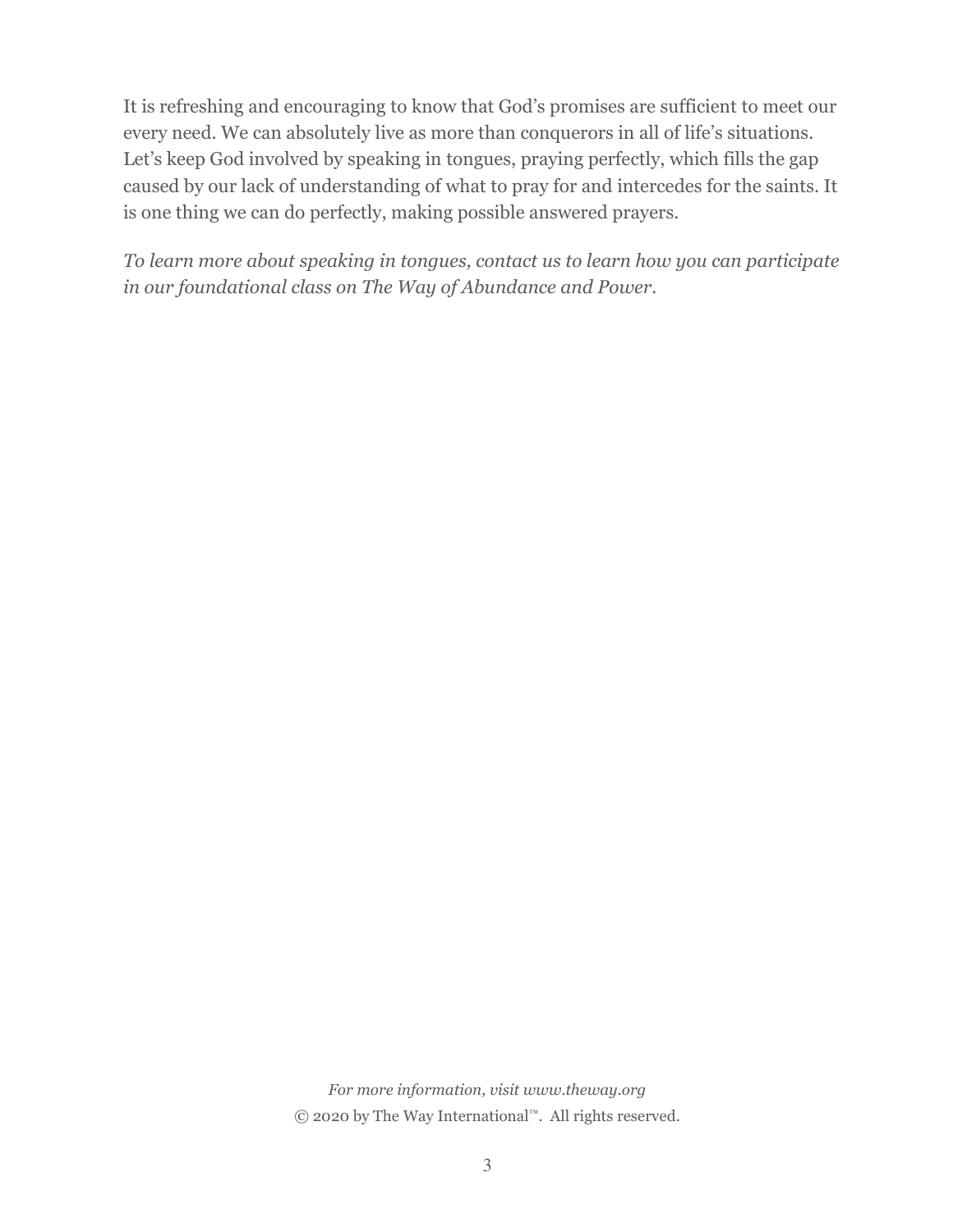It is refreshing and encouraging to know that God's promises are sufficient to meet our every need. We can absolutely live as more than conquerors in all of life's situations. Let's keep God involved by speaking in tongues, praying perfectly, which fills the gap caused by our lack of understanding of what to pray for and intercedes for the saints. It is one thing we can do perfectly, making possible answered prayers.

*To learn more about speaking in tongues, contact us to learn how you can participate in our foundational class on The Way of Abundance and Power.*

*For more information, visit www.theway.org*

© 2020 by The Way International™. All rights reserved.